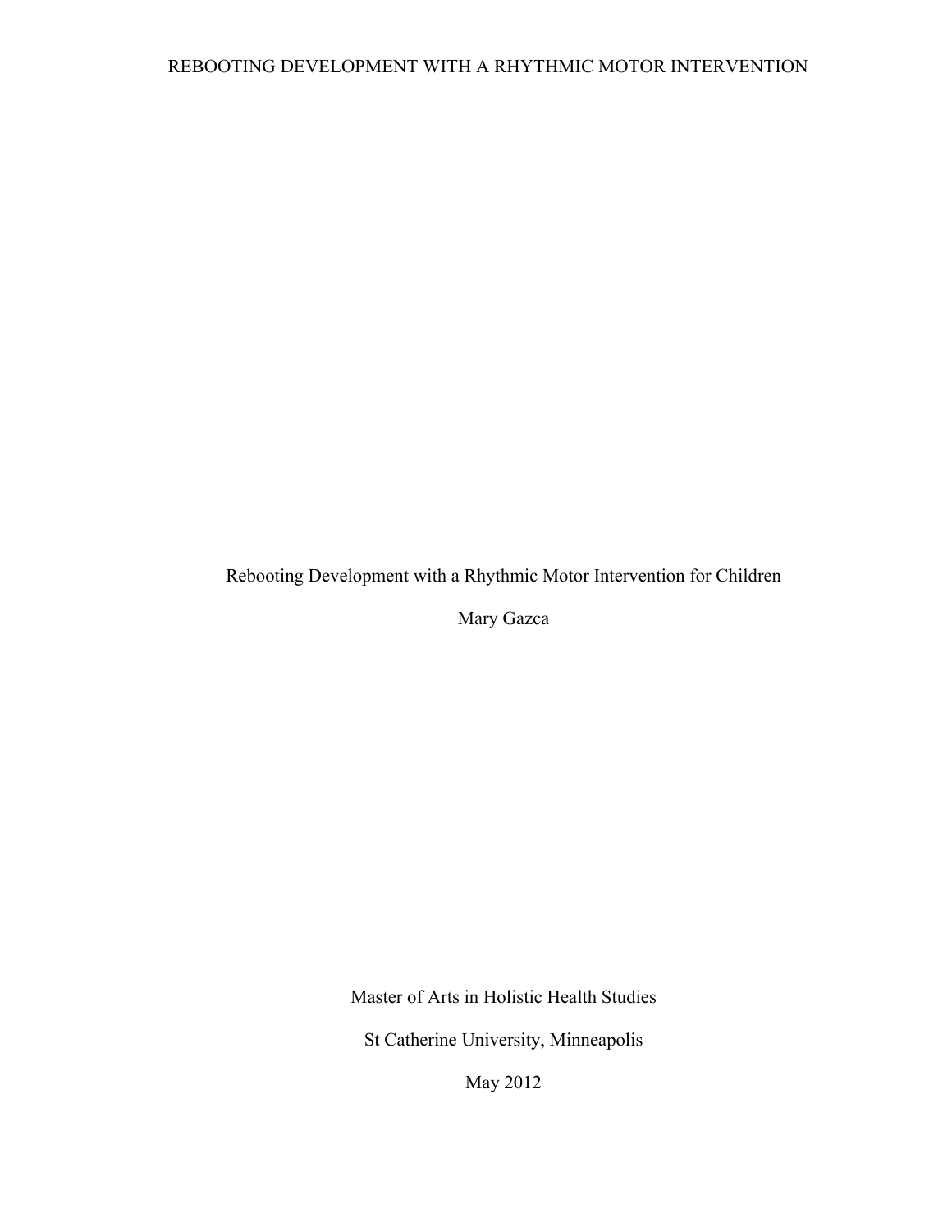Rebooting Development with a Rhythmic Motor Intervention for Children

Mary Gazca

Master of Arts in Holistic Health Studies

St Catherine University, Minneapolis

May 2012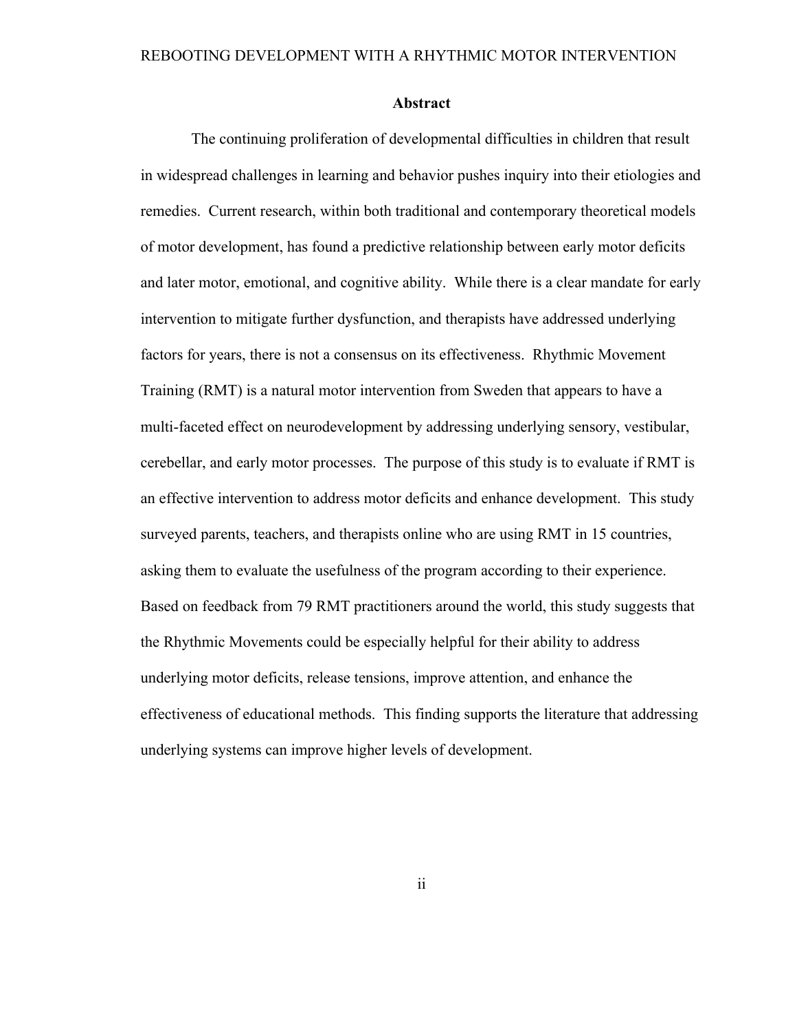## Abstract

The continuing proliferation of developmental difficulties in children that result in widespread challenges in learning and behavior pushes inquiry into their etiologies and remedies. Current research, within both traditional and contemporary theoretical models of motor development, has found a predictive relationship between early motor deficits and later motor, emotional, and cognitive ability. While there is a clear mandate for early intervention to mitigate further dysfunction, and therapists have addressed underlying factors for years, there is not a consensus on its effectiveness. Rhythmic Movement Training (RMT) is a natural motor intervention from Sweden that appears to have a multi-faceted effect on neurodevelopment by addressing underlying sensory, vestibular, cerebellar, and early motor processes. The purpose of this study is to evaluate if RMT is an effective intervention to address motor deficits and enhance development. This study surveyed parents, teachers, and therapists online who are using RMT in 15 countries, asking them to evaluate the usefulness of the program according to their experience. Based on feedback from 79 RMT practitioners around the world, this study suggests that the Rhythmic Movements could be especially helpful for their ability to address underlying motor deficits, release tensions, improve attention, and enhance the effectiveness of educational methods. This finding supports the literature that addressing underlying systems can improve higher levels of development.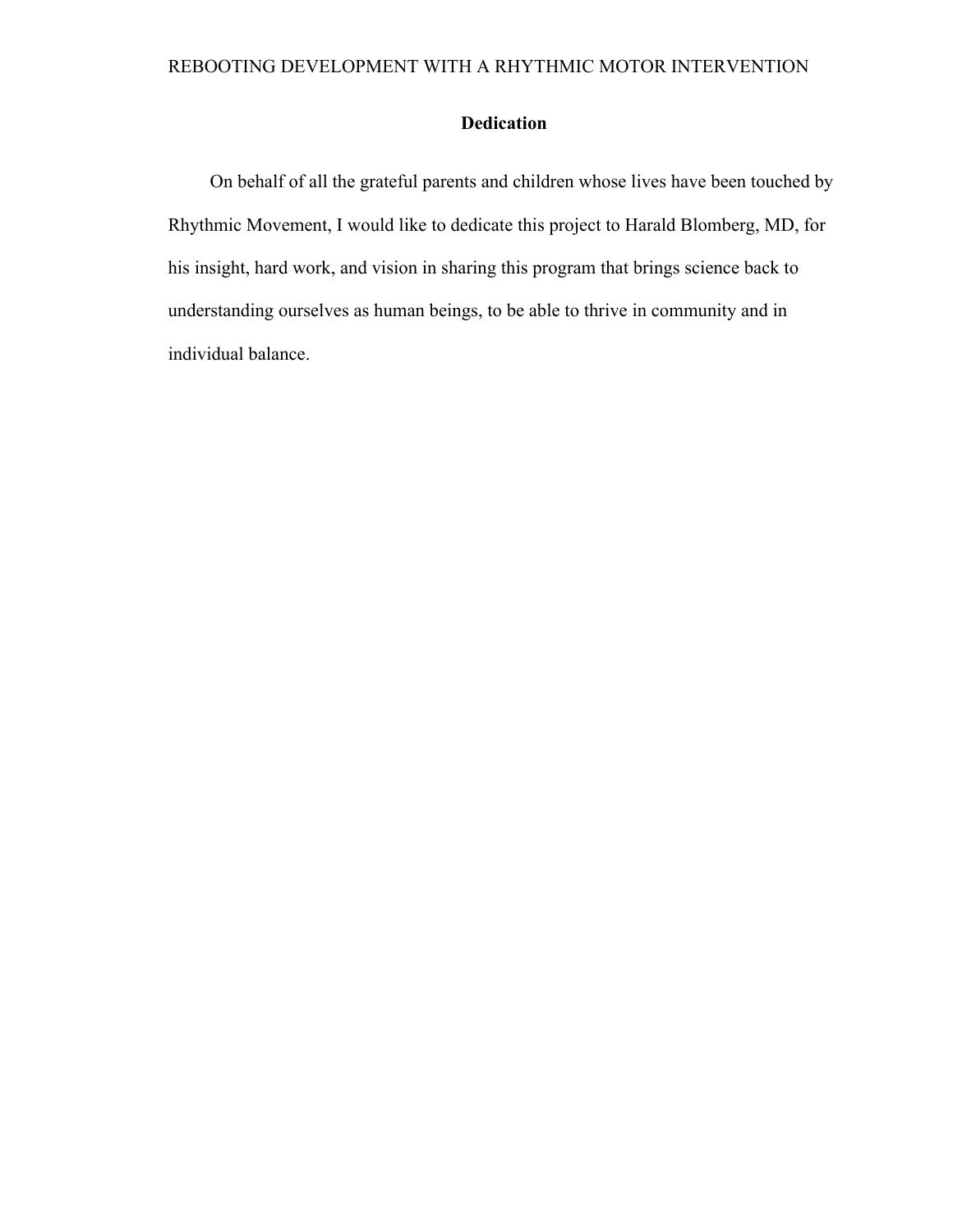## Dedication

On behalf of all the grateful parents and children whose lives have been touched by Rhythmic Movement, I would like to dedicate this project to Harald Blomberg, MD, for his insight, hard work, and vision in sharing this program that brings science back to understanding ourselves as human beings, to be able to thrive in community and in individual balance.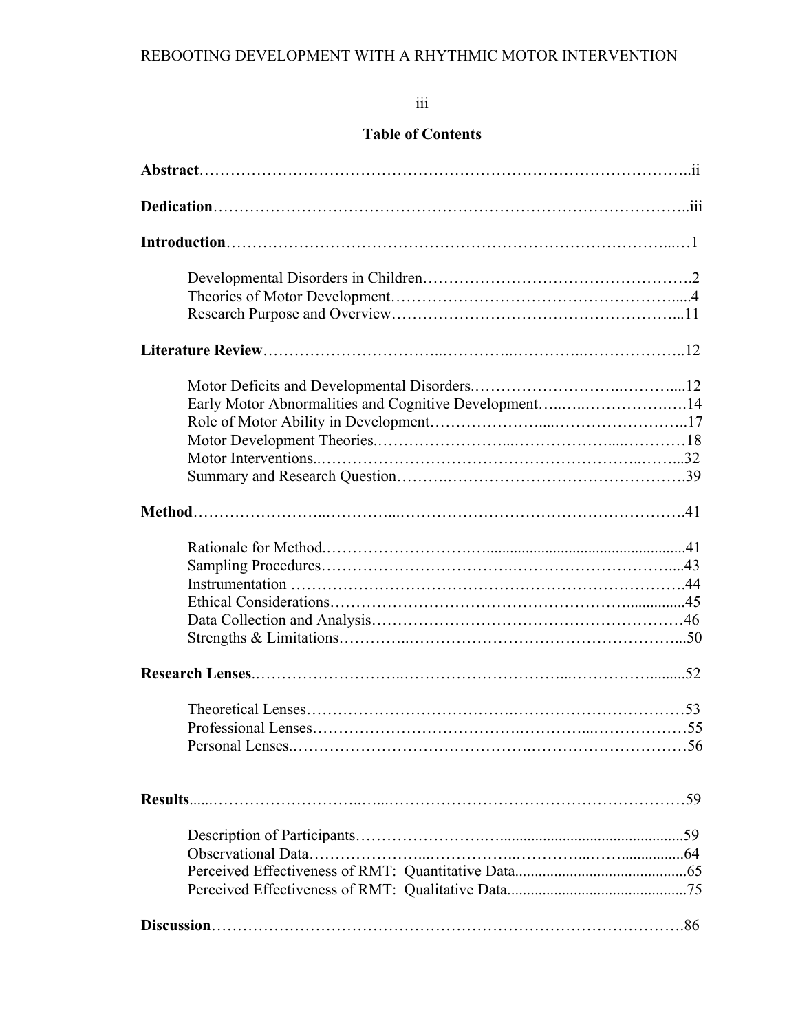## Table of Contents

**Abstract** ..... ii

**Dedication** ..... iii

**Introduction** ..... 1

- Developmental Disorders in Children ..... 2
- Theories of Motor Development ..... 4
- Research Purpose and Overview ..... 11

**Literature Review** ..... 12

- Motor Deficits and Developmental Disorders ..... 12
- Early Motor Abnormalities and Cognitive Development ..... 14
- Role of Motor Ability in Development ..... 17
- Motor Development Theories ..... 18
- Motor Interventions ..... 32
- Summary and Research Question ..... 39

**Method** ..... 41

- Rationale for Method ..... 41
- Sampling Procedures ..... 43
- Instrumentation ..... 44
- Ethical Considerations ..... 45
- Data Collection and Analysis ..... 46
- Strengths & Limitations ..... 50

**Research Lenses** ..... 52

- Theoretical Lenses ..... 53
- Professional Lenses ..... 55
- Personal Lenses ..... 56

**Results** ..... 59

- Description of Participants ..... 59
- Observational Data ..... 64
- Perceived Effectiveness of RMT: Quantitative Data ..... 65
- Perceived Effectiveness of RMT: Qualitative Data ..... 75

**Discussion** ..... 86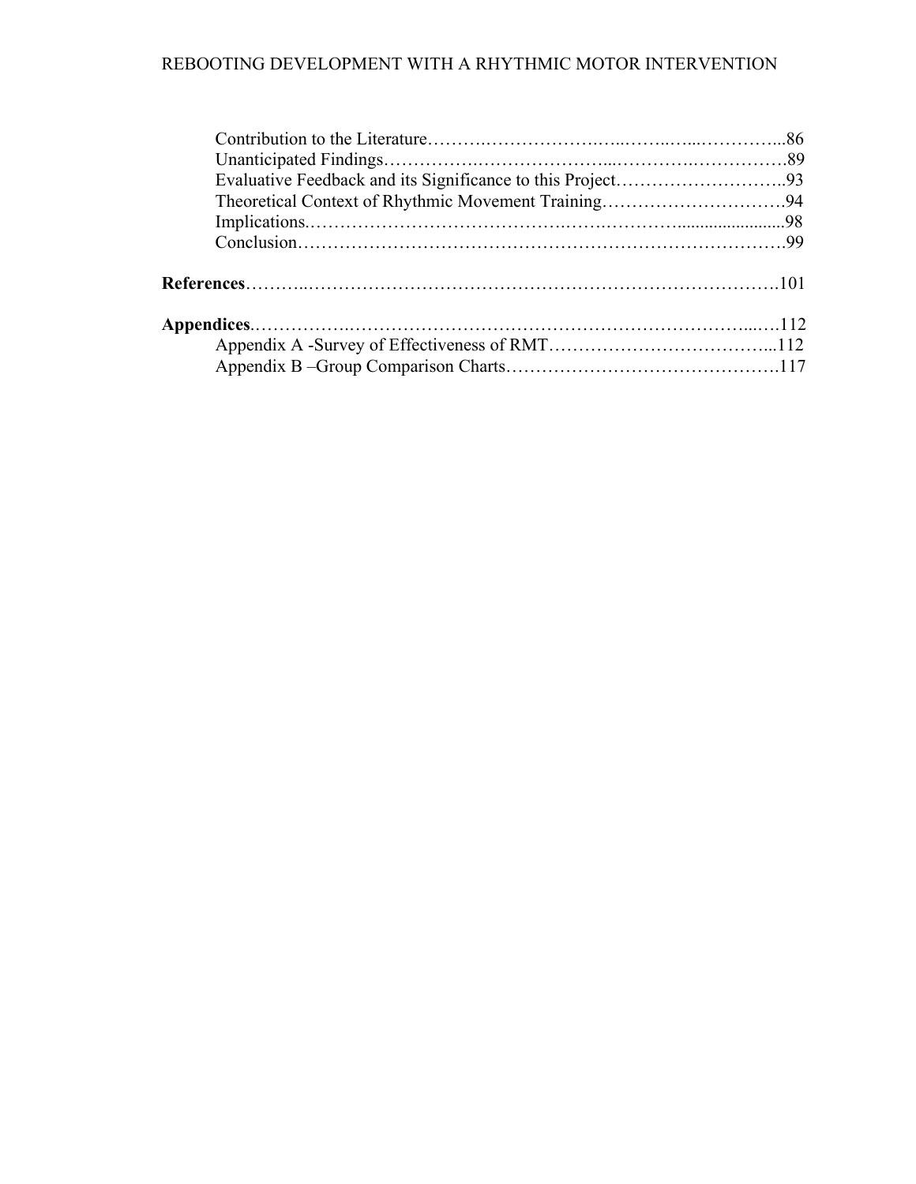Contribution to the Literature……….………………..…..……..…...…………...86
Unanticipated Findings……………..…………………...…………..…………….89
Evaluative Feedback and its Significance to this Project………………………..93
Theoretical Context of Rhythmic Movement Training………………………….94
Implications.…………………………………….…….………….......................98
Conclusion…………………………………………………………………….99

**References**………..…………………………………….………………….……….101

**Appendices**.……………..………………………………………………………...….112
Appendix A -Survey of Effectiveness of RMT………………………………...112
Appendix B –Group Comparison Charts……………………………………….117